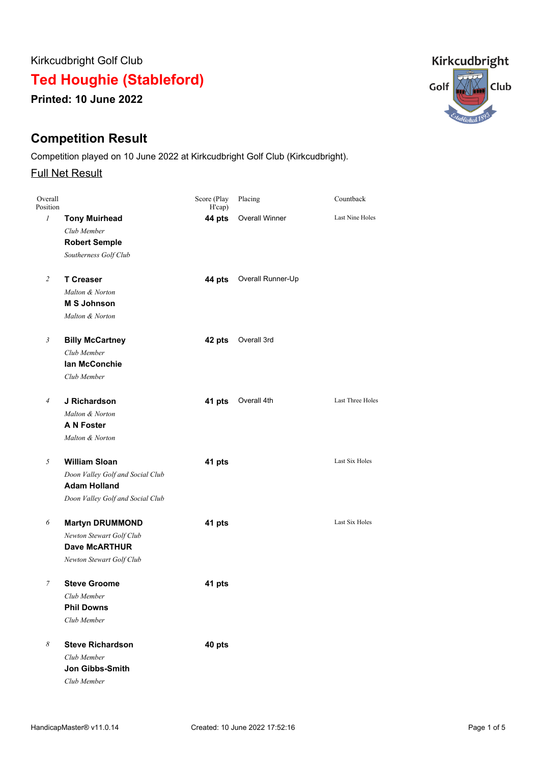Kirkcudbright Golf Club

# Ted Houghie (Stableford)

**Printed: 10 June 2022**

## Competition Result

Competition played on 10 June 2022 at Kirkcudbright Golf Club (Kirkcudbright).

Full Net Result

| Overall Position | | Score (Play H'cap) | Placing | Countback |
|---|---|---|---|---|
| 1 | **Tony Muirhead**<br>*Club Member*<br>**Robert Semple**<br>*Southerness Golf Club* | **44 pts** | Overall Winner | Last Nine Holes |
| 2 | **T Creaser**<br>*Malton & Norton*<br>**M S Johnson**<br>*Malton & Norton* | **44 pts** | Overall Runner-Up | |
| 3 | **Billy McCartney**<br>*Club Member*<br>**Ian McConchie**<br>*Club Member* | **42 pts** | Overall 3rd | |
| 4 | **J Richardson**<br>*Malton & Norton*<br>**A N Foster**<br>*Malton & Norton* | **41 pts** | Overall 4th | Last Three Holes |
| 5 | **William Sloan**<br>*Doon Valley Golf and Social Club*<br>**Adam Holland**<br>*Doon Valley Golf and Social Club* | **41 pts** | | Last Six Holes |
| 6 | **Martyn DRUMMOND**<br>*Newton Stewart Golf Club*<br>**Dave McARTHUR**<br>*Newton Stewart Golf Club* | **41 pts** | | Last Six Holes |
| 7 | **Steve Groome**<br>*Club Member*<br>**Phil Downs**<br>*Club Member* | **41 pts** | | |
| 8 | **Steve Richardson**<br>*Club Member*<br>**Jon Gibbs-Smith**<br>*Club Member* | **40 pts** | | |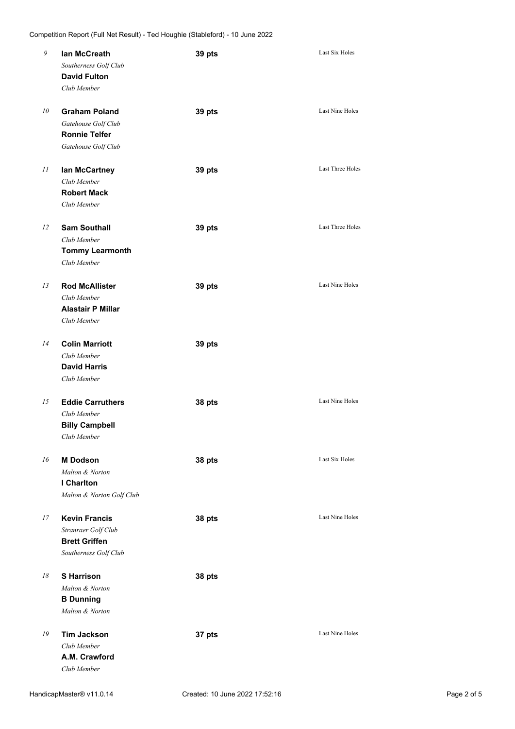| Pos | Players | Score | Countback |
|---|---|---|---|
| 9 | **Ian McCreath** *Southerness Golf Club* **David Fulton** *Club Member* | **39 pts** | Last Six Holes |
| 10 | **Graham Poland** *Gatehouse Golf Club* **Ronnie Telfer** *Gatehouse Golf Club* | **39 pts** | Last Nine Holes |
| 11 | **Ian McCartney** *Club Member* **Robert Mack** *Club Member* | **39 pts** | Last Three Holes |
| 12 | **Sam Southall** *Club Member* **Tommy Learmonth** *Club Member* | **39 pts** | Last Three Holes |
| 13 | **Rod McAllister** *Club Member* **Alastair P Millar** *Club Member* | **39 pts** | Last Nine Holes |
| 14 | **Colin Marriott** *Club Member* **David Harris** *Club Member* | **39 pts** | |
| 15 | **Eddie Carruthers** *Club Member* **Billy Campbell** *Club Member* | **38 pts** | Last Nine Holes |
| 16 | **M Dodson** *Malton & Norton* **I Charlton** *Malton & Norton Golf Club* | **38 pts** | Last Six Holes |
| 17 | **Kevin Francis** *Stranraer Golf Club* **Brett Griffen** *Southerness Golf Club* | **38 pts** | Last Nine Holes |
| 18 | **S Harrison** *Malton & Norton* **B Dunning** *Malton & Norton* | **38 pts** | |
| 19 | **Tim Jackson** *Club Member* **A.M. Crawford** *Club Member* | **37 pts** | Last Nine Holes |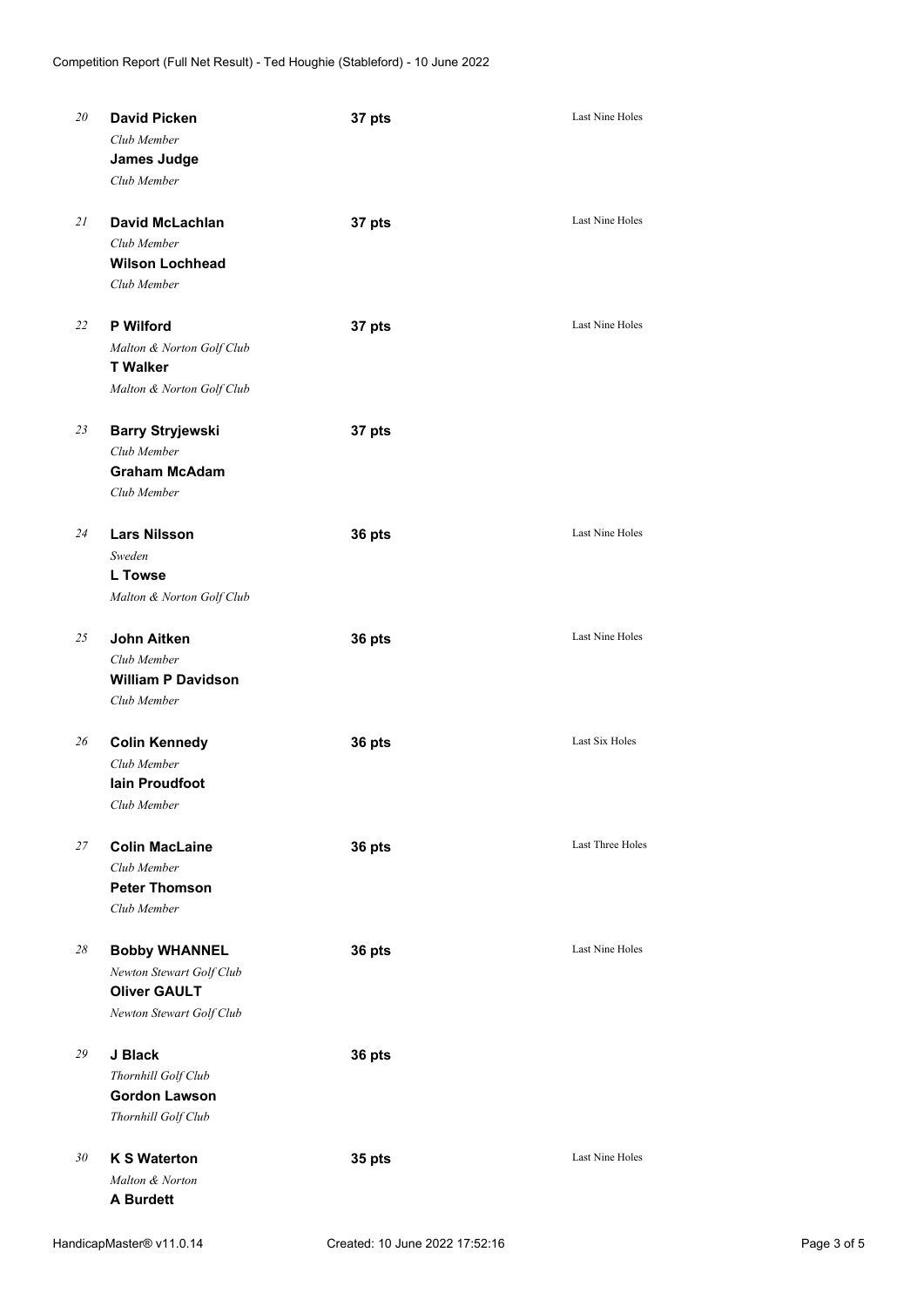| Pos | Players | Score | Tie-break |
| --- | --- | --- | --- |
| *20* | **David Picken** *Club Member* **James Judge** *Club Member* | **37 pts** | Last Nine Holes |
| *21* | **David McLachlan** *Club Member* **Wilson Lochhead** *Club Member* | **37 pts** | Last Nine Holes |
| *22* | **P Wilford** *Malton & Norton Golf Club* **T Walker** *Malton & Norton Golf Club* | **37 pts** | Last Nine Holes |
| *23* | **Barry Stryjewski** *Club Member* **Graham McAdam** *Club Member* | **37 pts** | |
| *24* | **Lars Nilsson** *Sweden* **L Towse** *Malton & Norton Golf Club* | **36 pts** | Last Nine Holes |
| *25* | **John Aitken** *Club Member* **William P Davidson** *Club Member* | **36 pts** | Last Nine Holes |
| *26* | **Colin Kennedy** *Club Member* **Iain Proudfoot** *Club Member* | **36 pts** | Last Six Holes |
| *27* | **Colin MacLaine** *Club Member* **Peter Thomson** *Club Member* | **36 pts** | Last Three Holes |
| *28* | **Bobby WHANNEL** *Newton Stewart Golf Club* **Oliver GAULT** *Newton Stewart Golf Club* | **36 pts** | Last Nine Holes |
| *29* | **J Black** *Thornhill Golf Club* **Gordon Lawson** *Thornhill Golf Club* | **36 pts** | |
| *30* | **K S Waterton** *Malton & Norton* **A Burdett** | **35 pts** | Last Nine Holes |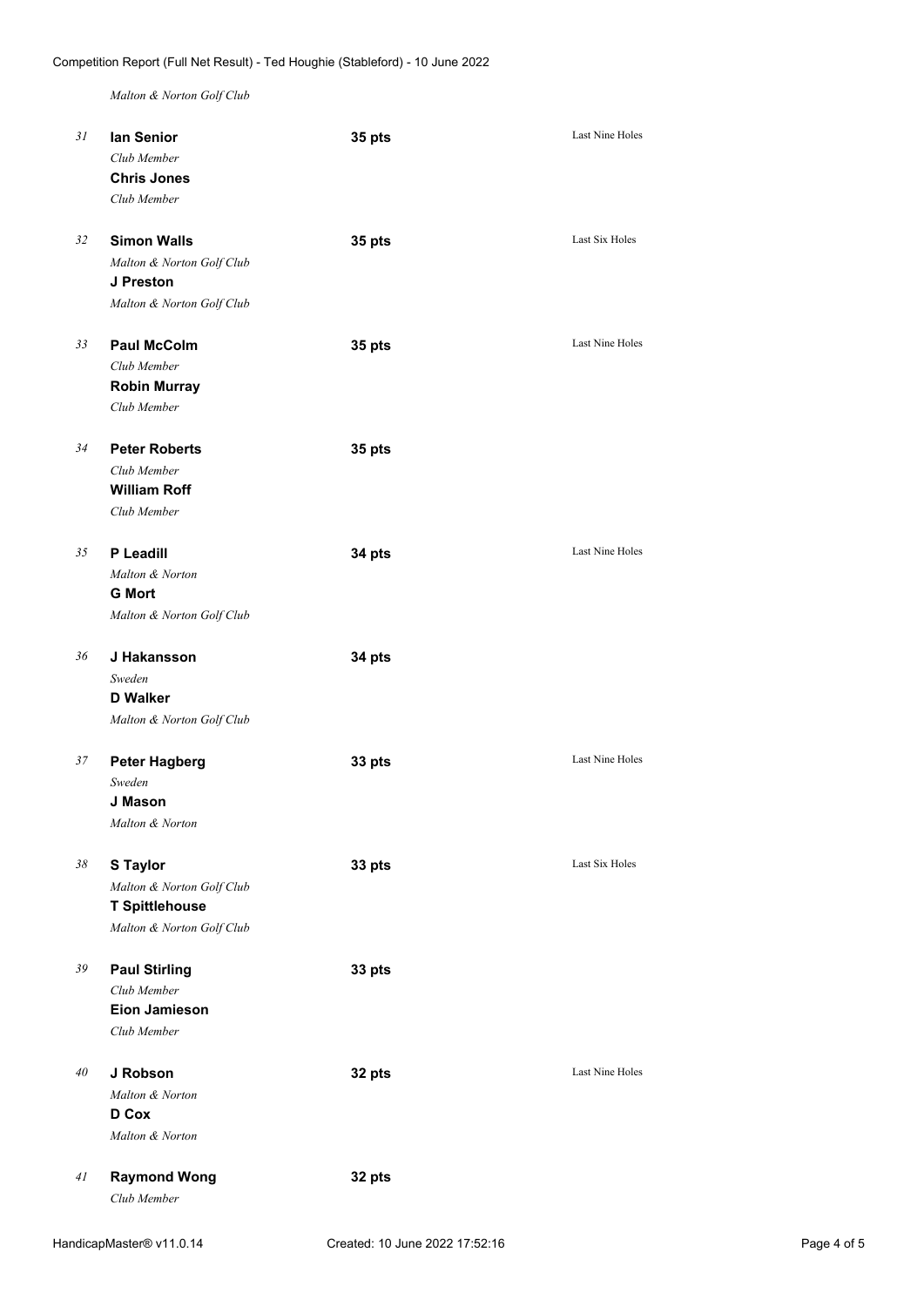*Malton & Norton Golf Club*

| Pos | Players | Score | Countback |
|---|---|---|---|
| 31 | **Ian Senior** *Club Member* **Chris Jones** *Club Member* | 35 pts | Last Nine Holes |
| 32 | **Simon Walls** *Malton & Norton Golf Club* **J Preston** *Malton & Norton Golf Club* | 35 pts | Last Six Holes |
| 33 | **Paul McColm** *Club Member* **Robin Murray** *Club Member* | 35 pts | Last Nine Holes |
| 34 | **Peter Roberts** *Club Member* **William Roff** *Club Member* | 35 pts | |
| 35 | **P Leadill** *Malton & Norton* **G Mort** *Malton & Norton Golf Club* | 34 pts | Last Nine Holes |
| 36 | **J Hakansson** *Sweden* **D Walker** *Malton & Norton Golf Club* | 34 pts | |
| 37 | **Peter Hagberg** *Sweden* **J Mason** *Malton & Norton* | 33 pts | Last Nine Holes |
| 38 | **S Taylor** *Malton & Norton Golf Club* **T Spittlehouse** *Malton & Norton Golf Club* | 33 pts | Last Six Holes |
| 39 | **Paul Stirling** *Club Member* **Eion Jamieson** *Club Member* | 33 pts | |
| 40 | **J Robson** *Malton & Norton* **D Cox** *Malton & Norton* | 32 pts | Last Nine Holes |
| 41 | **Raymond Wong** *Club Member* | 32 pts | |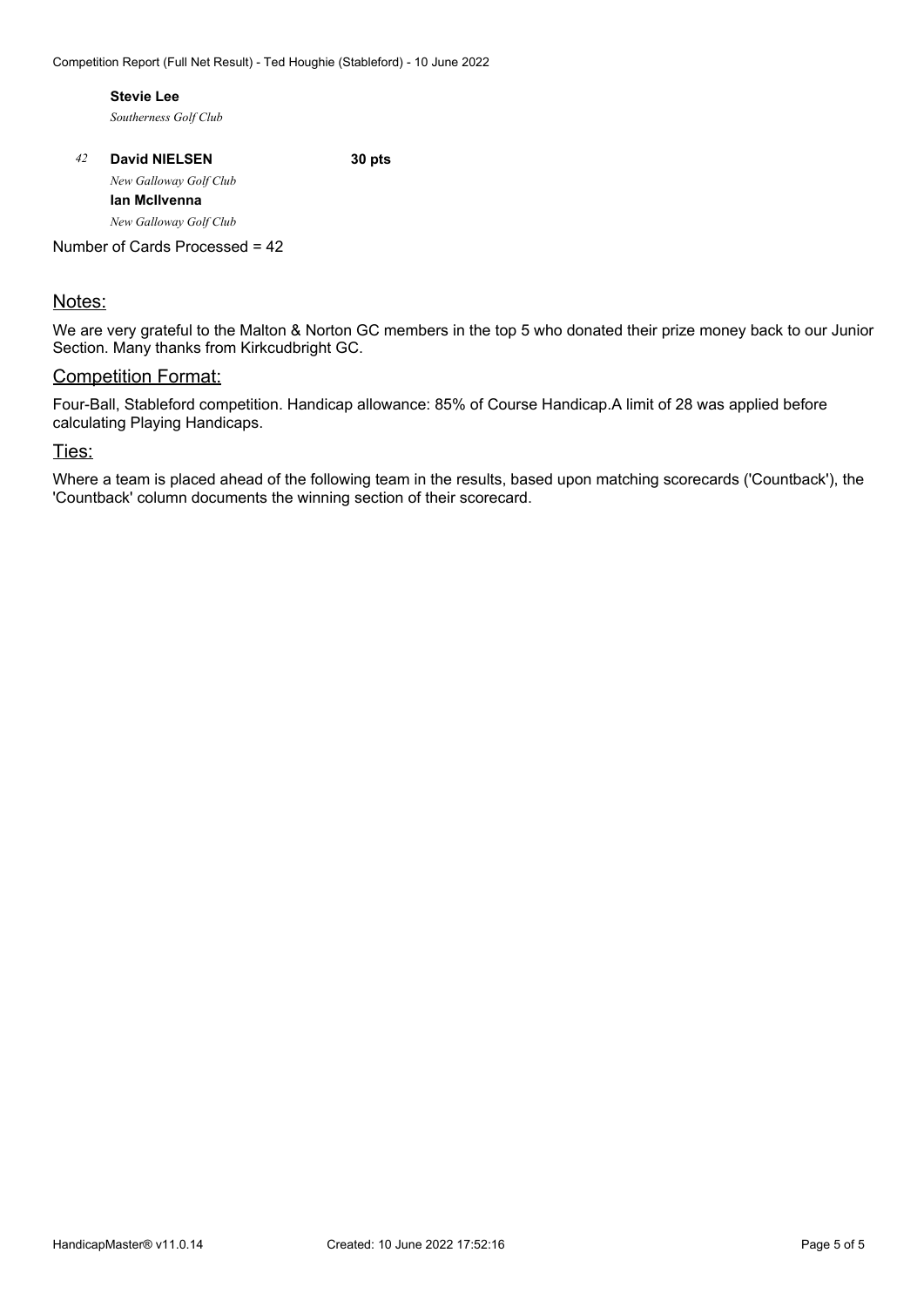**Stevie Lee**
*Southerness Golf Club*

*42* **David NIELSEN** **30 pts**
*New Galloway Golf Club*
**Ian McIlvenna**
*New Galloway Golf Club*

Number of Cards Processed = 42

## Notes:

We are very grateful to the Malton & Norton GC members in the top 5 who donated their prize money back to our Junior Section. Many thanks from Kirkcudbright GC.

## Competition Format:

Four-Ball, Stableford competition. Handicap allowance: 85% of Course Handicap.A limit of 28 was applied before calculating Playing Handicaps.

## Ties:

Where a team is placed ahead of the following team in the results, based upon matching scorecards ('Countback'), the 'Countback' column documents the winning section of their scorecard.

HandicapMaster® v11.0.14 Created: 10 June 2022 17:52:16